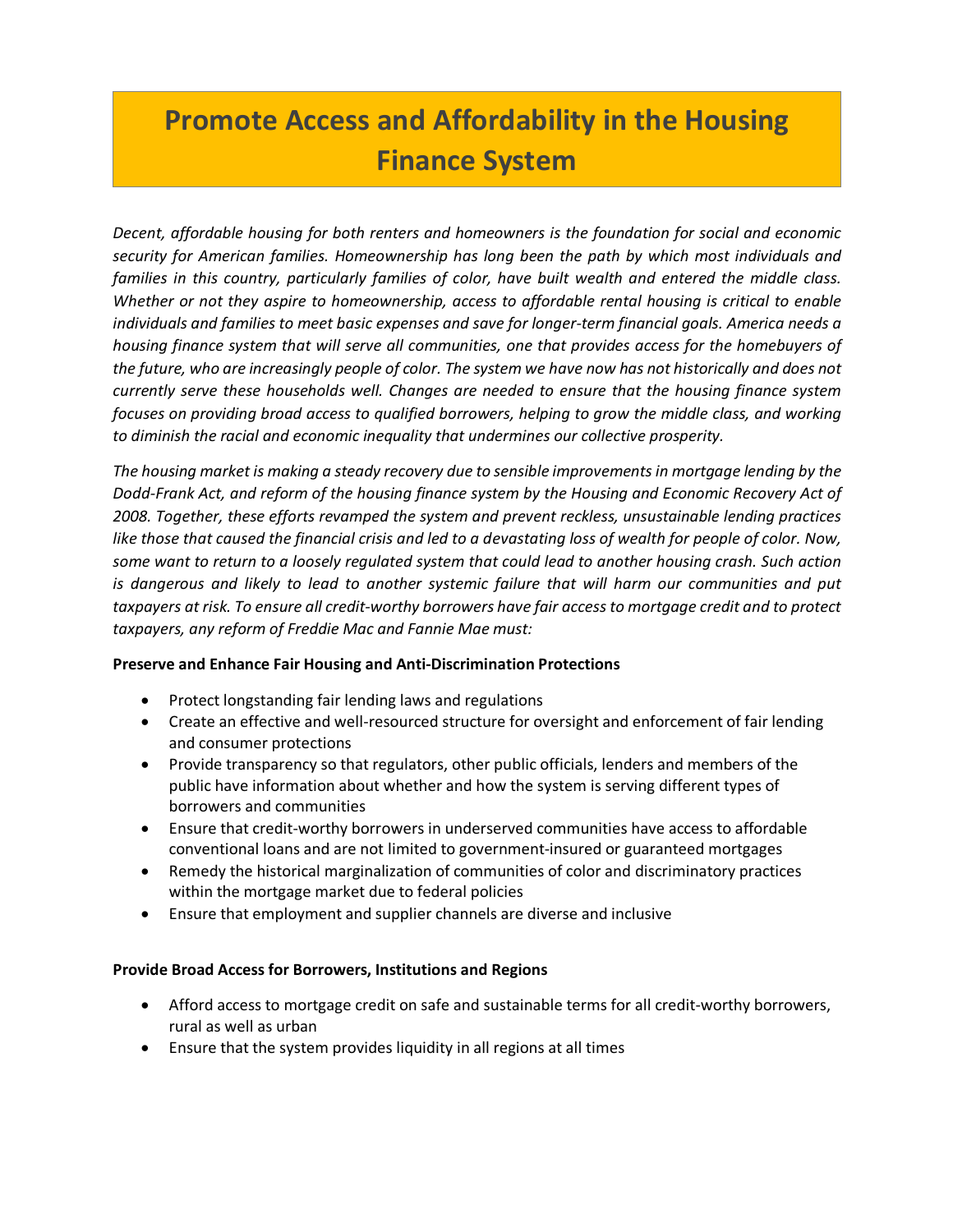# Promote Access and Affordability in the Housing Finance System

*Decent, affordable housing for both renters and homeowners is the foundation for social and economic security for American families. Homeownership has long been the path by which most individuals and families in this country, particularly families of color, have built wealth and entered the middle class. Whether or not they aspire to homeownership, access to affordable rental housing is critical to enable individuals and families to meet basic expenses and save for longer-term financial goals. America needs a housing finance system that will serve all communities, one that provides access for the homebuyers of the future, who are increasingly people of color. The system we have now has not historically and does not currently serve these households well. Changes are needed to ensure that the housing finance system focuses on providing broad access to qualified borrowers, helping to grow the middle class, and working to diminish the racial and economic inequality that undermines our collective prosperity.*

*The housing market is making a steady recovery due to sensible improvements in mortgage lending by the Dodd-Frank Act, and reform of the housing finance system by the Housing and Economic Recovery Act of 2008. Together, these efforts revamped the system and prevent reckless, unsustainable lending practices like those that caused the financial crisis and led to a devastating loss of wealth for people of color. Now, some want to return to a loosely regulated system that could lead to another housing crash. Such action is dangerous and likely to lead to another systemic failure that will harm our communities and put taxpayers at risk. To ensure all credit-worthy borrowers have fair access to mortgage credit and to protect taxpayers, any reform of Freddie Mac and Fannie Mae must:*

**Preserve and Enhance Fair Housing and Anti-Discrimination Protections**

- Protect longstanding fair lending laws and regulations
- Create an effective and well-resourced structure for oversight and enforcement of fair lending and consumer protections
- Provide transparency so that regulators, other public officials, lenders and members of the public have information about whether and how the system is serving different types of borrowers and communities
- Ensure that credit-worthy borrowers in underserved communities have access to affordable conventional loans and are not limited to government-insured or guaranteed mortgages
- Remedy the historical marginalization of communities of color and discriminatory practices within the mortgage market due to federal policies
- Ensure that employment and supplier channels are diverse and inclusive

**Provide Broad Access for Borrowers, Institutions and Regions**

- Afford access to mortgage credit on safe and sustainable terms for all credit-worthy borrowers, rural as well as urban
- Ensure that the system provides liquidity in all regions at all times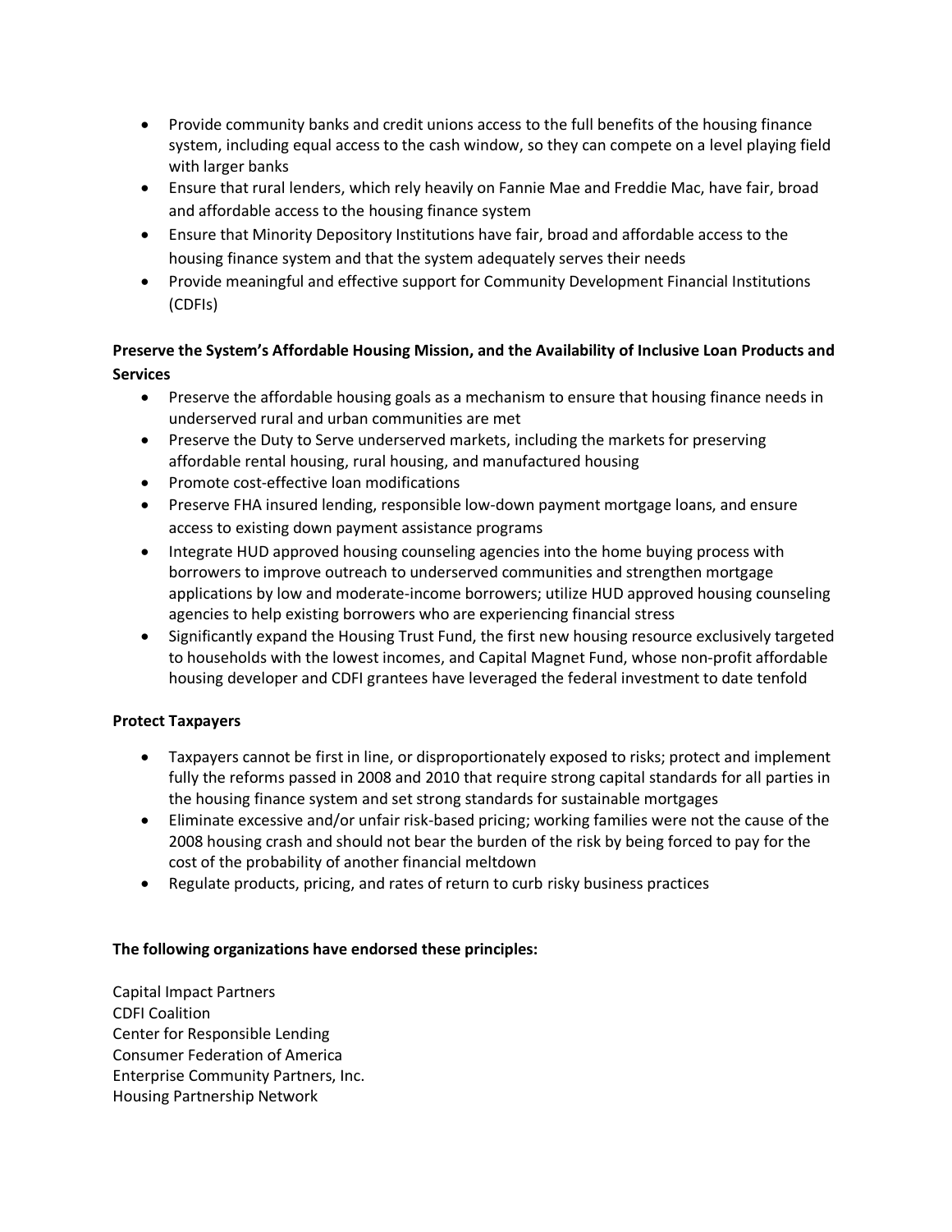- Provide community banks and credit unions access to the full benefits of the housing finance system, including equal access to the cash window, so they can compete on a level playing field with larger banks
- Ensure that rural lenders, which rely heavily on Fannie Mae and Freddie Mac, have fair, broad and affordable access to the housing finance system
- Ensure that Minority Depository Institutions have fair, broad and affordable access to the housing finance system and that the system adequately serves their needs
- Provide meaningful and effective support for Community Development Financial Institutions (CDFIs)

**Preserve the System's Affordable Housing Mission, and the Availability of Inclusive Loan Products and Services**

- Preserve the affordable housing goals as a mechanism to ensure that housing finance needs in underserved rural and urban communities are met
- Preserve the Duty to Serve underserved markets, including the markets for preserving affordable rental housing, rural housing, and manufactured housing
- Promote cost-effective loan modifications
- Preserve FHA insured lending, responsible low-down payment mortgage loans, and ensure access to existing down payment assistance programs
- Integrate HUD approved housing counseling agencies into the home buying process with borrowers to improve outreach to underserved communities and strengthen mortgage applications by low and moderate-income borrowers; utilize HUD approved housing counseling agencies to help existing borrowers who are experiencing financial stress
- Significantly expand the Housing Trust Fund, the first new housing resource exclusively targeted to households with the lowest incomes, and Capital Magnet Fund, whose non-profit affordable housing developer and CDFI grantees have leveraged the federal investment to date tenfold

**Protect Taxpayers**

- Taxpayers cannot be first in line, or disproportionately exposed to risks; protect and implement fully the reforms passed in 2008 and 2010 that require strong capital standards for all parties in the housing finance system and set strong standards for sustainable mortgages
- Eliminate excessive and/or unfair risk-based pricing; working families were not the cause of the 2008 housing crash and should not bear the burden of the risk by being forced to pay for the cost of the probability of another financial meltdown
- Regulate products, pricing, and rates of return to curb risky business practices

**The following organizations have endorsed these principles:**

Capital Impact Partners
CDFI Coalition
Center for Responsible Lending
Consumer Federation of America
Enterprise Community Partners, Inc.
Housing Partnership Network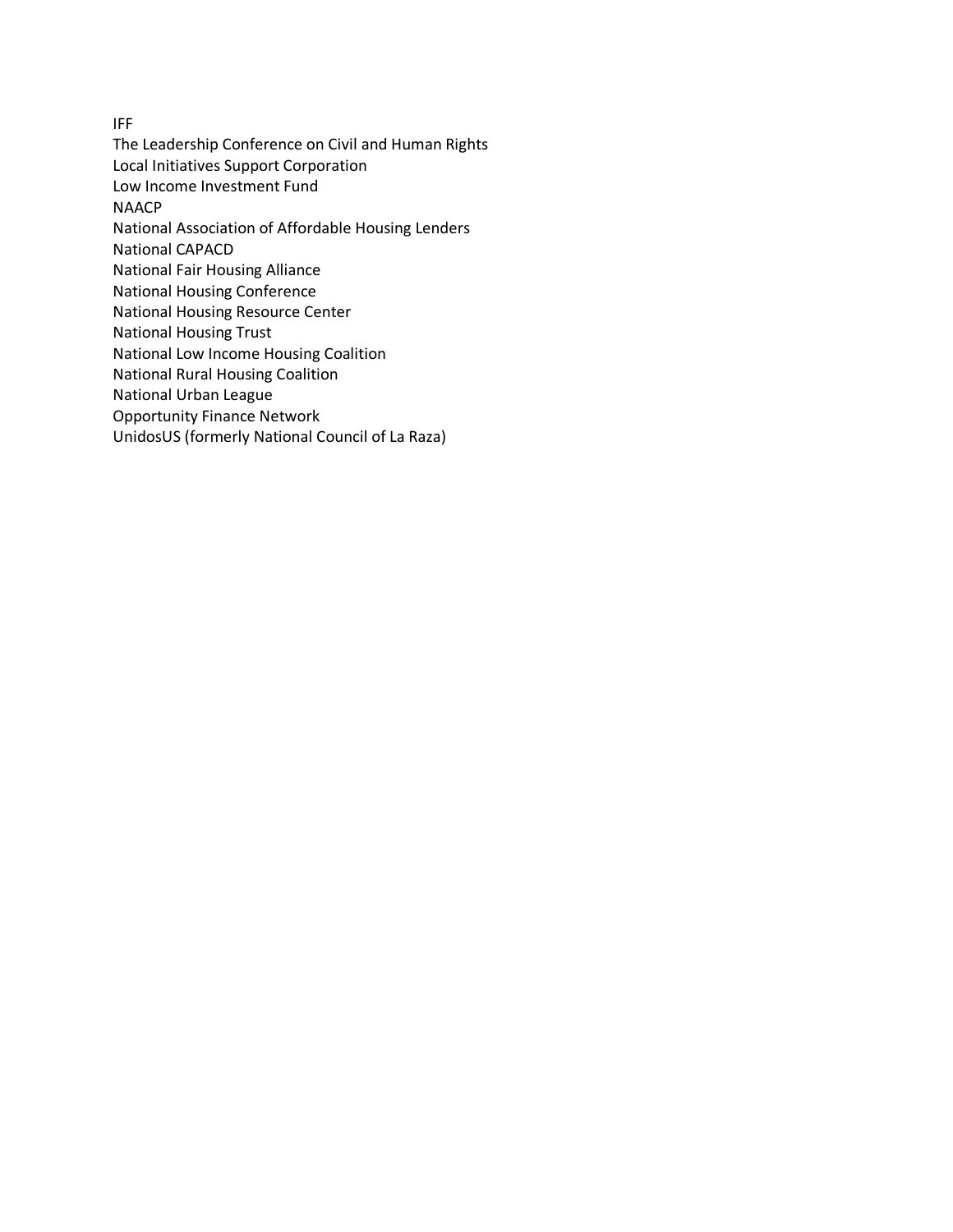IFF
The Leadership Conference on Civil and Human Rights
Local Initiatives Support Corporation
Low Income Investment Fund
NAACP
National Association of Affordable Housing Lenders
National CAPACD
National Fair Housing Alliance
National Housing Conference
National Housing Resource Center
National Housing Trust
National Low Income Housing Coalition
National Rural Housing Coalition
National Urban League
Opportunity Finance Network
UnidosUS (formerly National Council of La Raza)